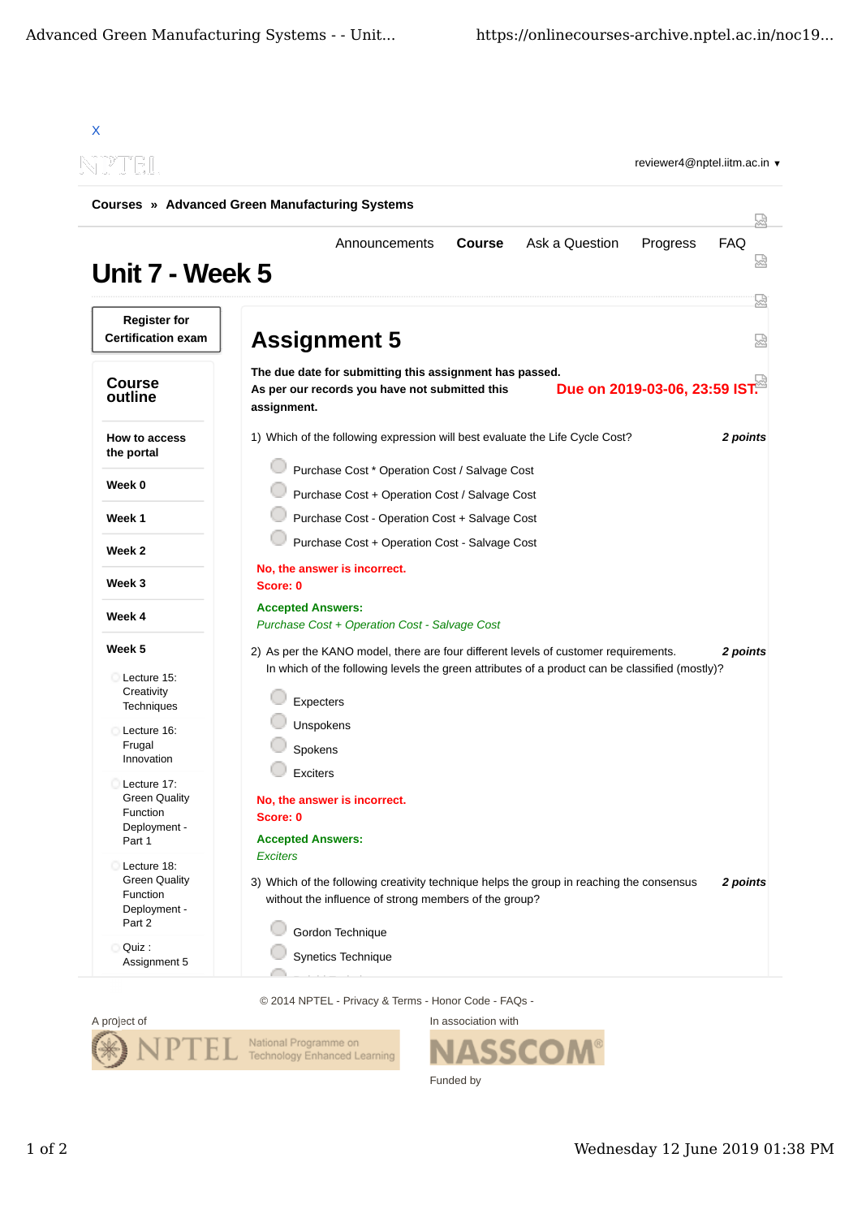X

reviewer4@nptel.iitm.ac.in ▾

**Courses** » **Advanced Green Manufacturing Systems**

Announcements **Course** Ask a Question Progress FAQ

# Unit 7 - Week 5

**Register for Certification exam**

**Course outline**

**How to access the portal**

**Week 0**

**Week 1**

**Week 2**

**Week 3**

**Week 4**

**Week 5**

- Lecture 15: Creativity Techniques
- Lecture 16: Frugal Innovation
- Lecture 17: Green Quality Function Deployment - Part 1
- Lecture 18: Green Quality Function Deployment - Part 2
- Quiz : Assignment 5

## Assignment 5

**The due date for submitting this assignment has passed.**
**As per our records you have not submitted this assignment.**

**Due on 2019-03-06, 23:59 IST.**

1) Which of the following expression will best evaluate the Life Cycle Cost? ***2 points***

- Purchase Cost * Operation Cost / Salvage Cost
- Purchase Cost + Operation Cost / Salvage Cost
- Purchase Cost - Operation Cost + Salvage Cost
- Purchase Cost + Operation Cost - Salvage Cost

**No, the answer is incorrect.**
**Score: 0**

**Accepted Answers:**
*Purchase Cost + Operation Cost - Salvage Cost*

2) As per the KANO model, there are four different levels of customer requirements. In which of the following levels the green attributes of a product can be classified (mostly)? ***2 points***

- Expecters
- Unspokens
- Spokens
- Exciters

**No, the answer is incorrect.**
**Score: 0**

**Accepted Answers:**
*Exciters*

3) Which of the following creativity technique helps the group in reaching the consensus without the influence of strong members of the group? ***2 points***

- Gordon Technique
- Synetics Technique

© 2014 NPTEL - Privacy & Terms - Honor Code - FAQs -

A project of

In association with

Funded by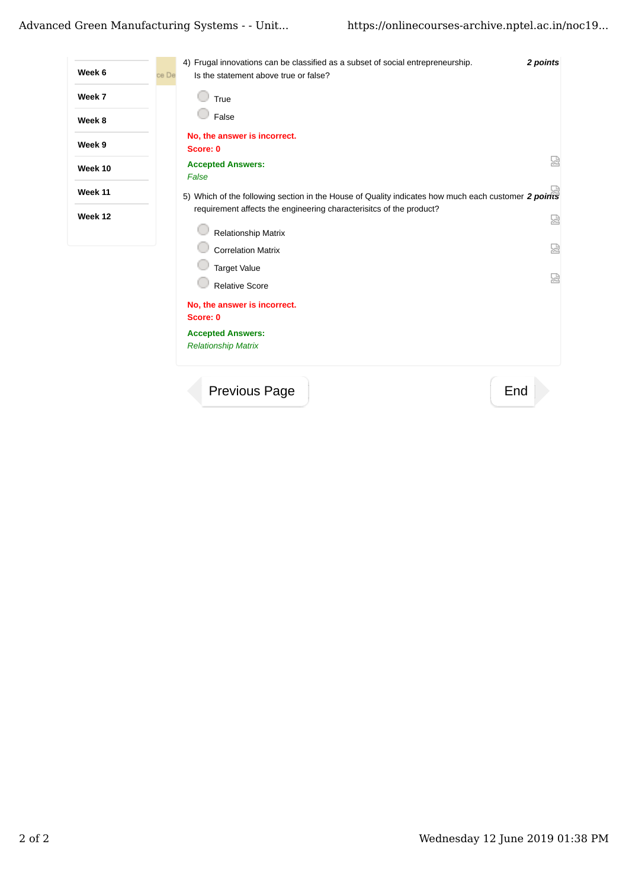- Week 6
- Week 7
- Week 8
- Week 9
- Week 10
- Week 11
- Week 12

4) Frugal innovations can be classified as a subset of social entrepreneurship. **2 points**
Is the statement above true or false?

- True
- False

**No, the answer is incorrect.**
**Score: 0**

**Accepted Answers:**
*False*

5) Which of the following section in the House of Quality indicates how much each customer requirement affects the engineering characterisitcs of the product? **2 points**

- Relationship Matrix
- Correlation Matrix
- Target Value
- Relative Score

**No, the answer is incorrect.**
**Score: 0**

**Accepted Answers:**
*Relationship Matrix*

Previous Page

End